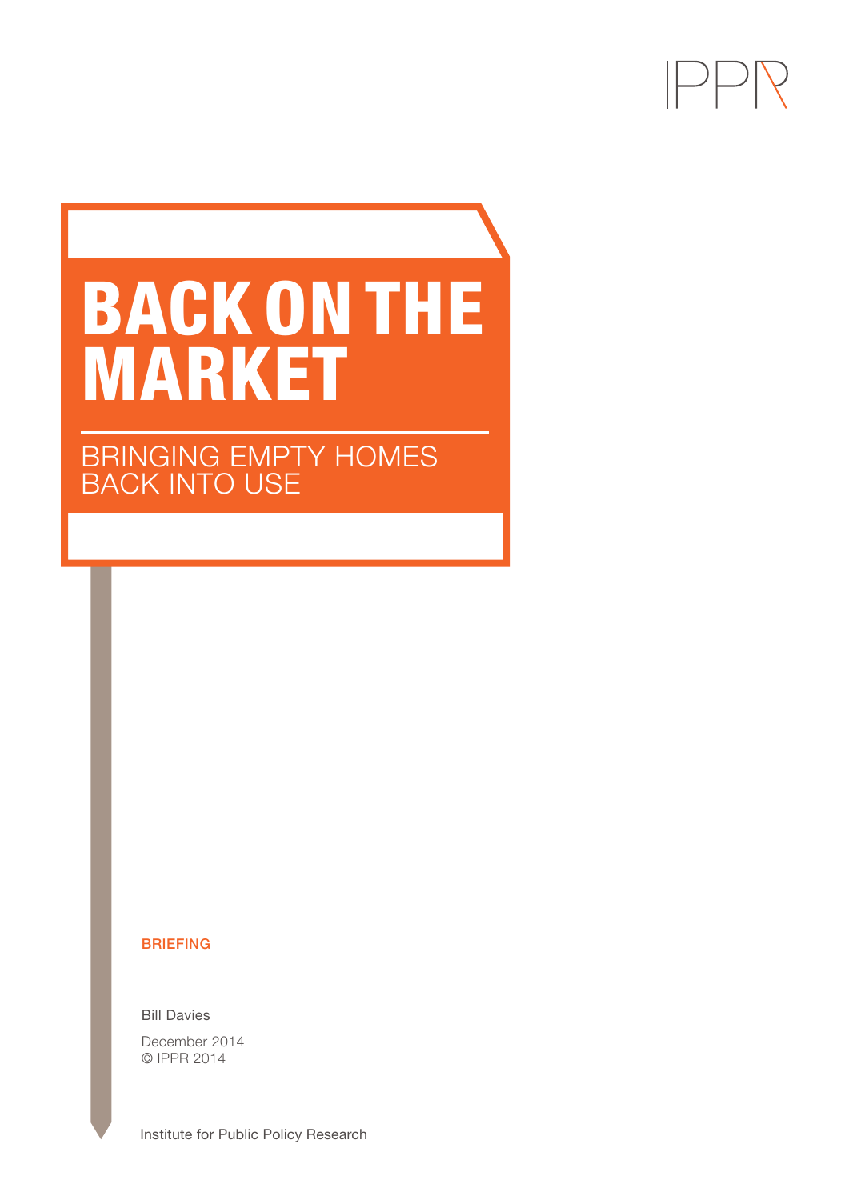IPPR

# BACK ON THE MARKET

## BRINGING EMPTY HOMES BACK INTO USE

BRIEFING

Bill Davies

December 2014
© IPPR 2014

Institute for Public Policy Research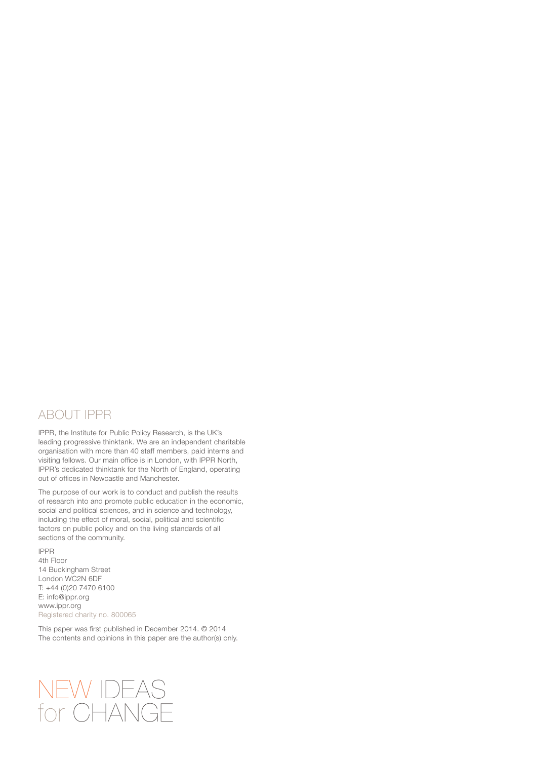## ABOUT IPPR

IPPR, the Institute for Public Policy Research, is the UK's leading progressive thinktank. We are an independent charitable organisation with more than 40 staff members, paid interns and visiting fellows. Our main office is in London, with IPPR North, IPPR's dedicated thinktank for the North of England, operating out of offices in Newcastle and Manchester.

The purpose of our work is to conduct and publish the results of research into and promote public education in the economic, social and political sciences, and in science and technology, including the effect of moral, social, political and scientific factors on public policy and on the living standards of all sections of the community.

IPPR
4th Floor
14 Buckingham Street
London WC2N 6DF
T: +44 (0)20 7470 6100
E: info@ippr.org
www.ippr.org
Registered charity no. 800065

This paper was first published in December 2014. © 2014
The contents and opinions in this paper are the author(s) only.

NEW IDEAS
for CHANGE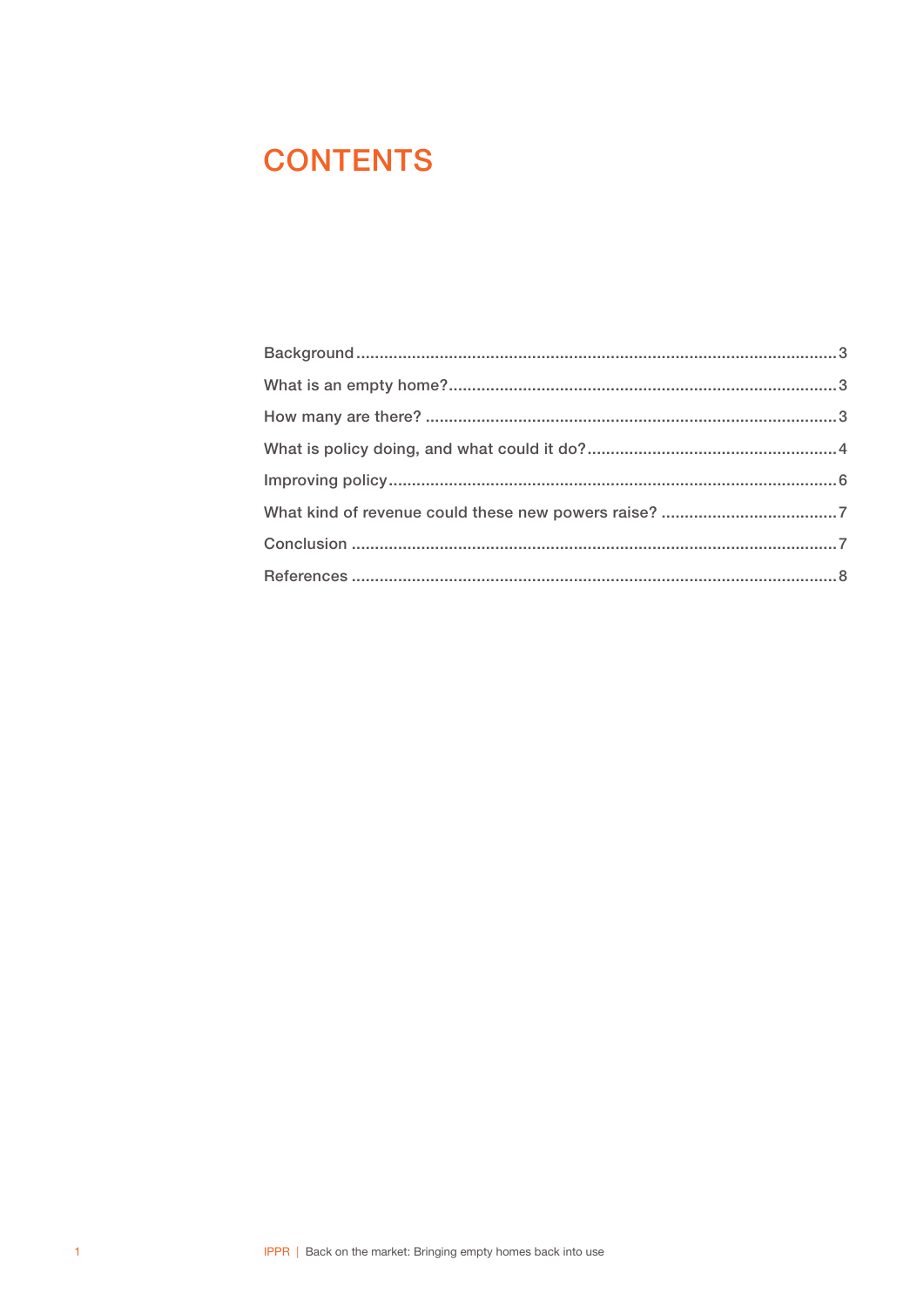# CONTENTS

Background....................................................................................................3

What is an empty home?...................................................................................3

How many are there? .......................................................................................3

What is policy doing, and what could it do?.......................................................4

Improving policy................................................................................................6

What kind of revenue could these new powers raise? ......................................7

Conclusion ........................................................................................................7

References ........................................................................................................8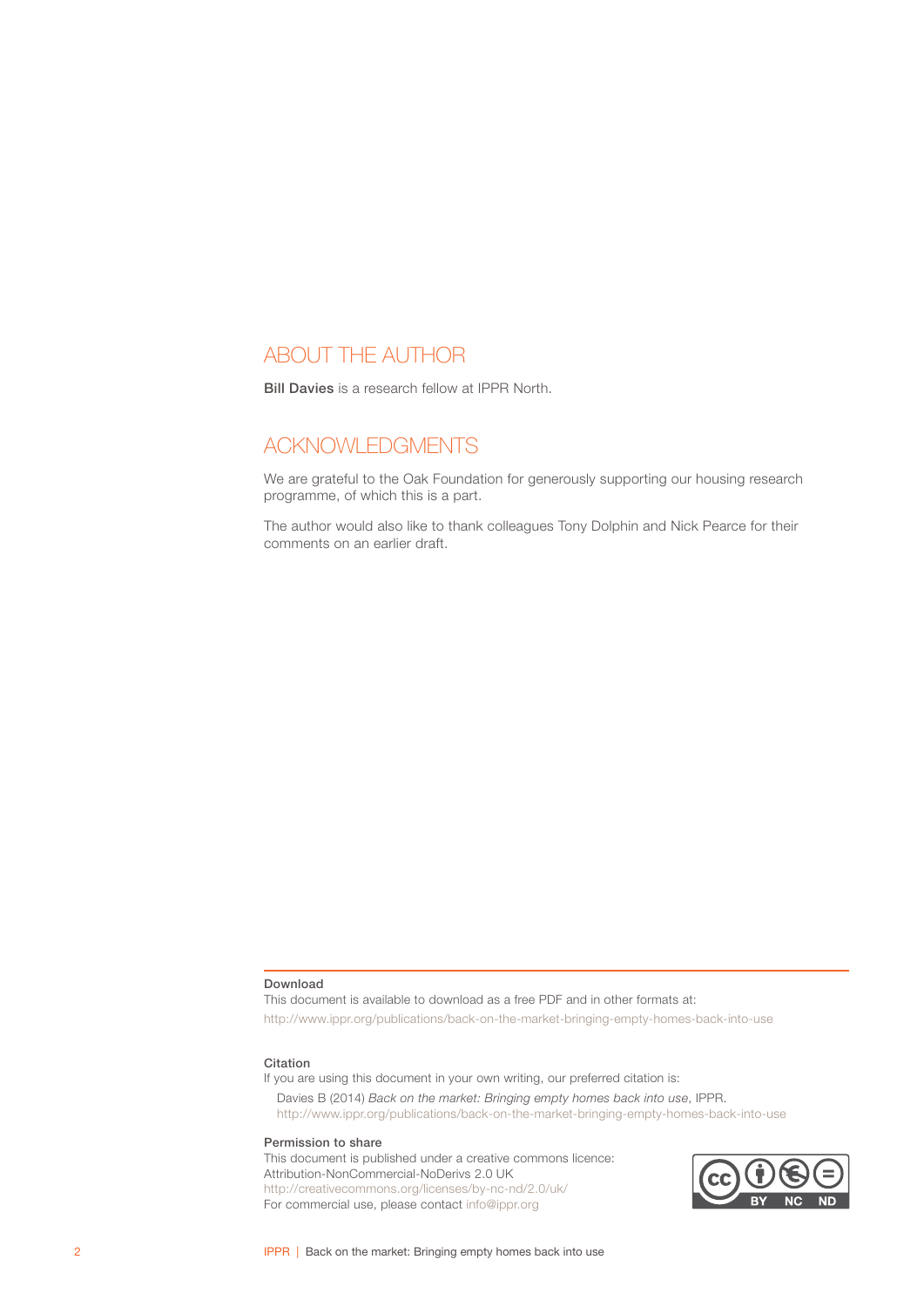## ABOUT THE AUTHOR

**Bill Davies** is a research fellow at IPPR North.

## ACKNOWLEDGMENTS

We are grateful to the Oak Foundation for generously supporting our housing research programme, of which this is a part.

The author would also like to thank colleagues Tony Dolphin and Nick Pearce for their comments on an earlier draft.

**Download**
This document is available to download as a free PDF and in other formats at:
http://www.ippr.org/publications/back-on-the-market-bringing-empty-homes-back-into-use

**Citation**
If you are using this document in your own writing, our preferred citation is:

Davies B (2014) *Back on the market: Bringing empty homes back into use*, IPPR. http://www.ippr.org/publications/back-on-the-market-bringing-empty-homes-back-into-use

**Permission to share**
This document is published under a creative commons licence:
Attribution-NonCommercial-NoDerivs 2.0 UK
http://creativecommons.org/licenses/by-nc-nd/2.0/uk/
For commercial use, please contact info@ippr.org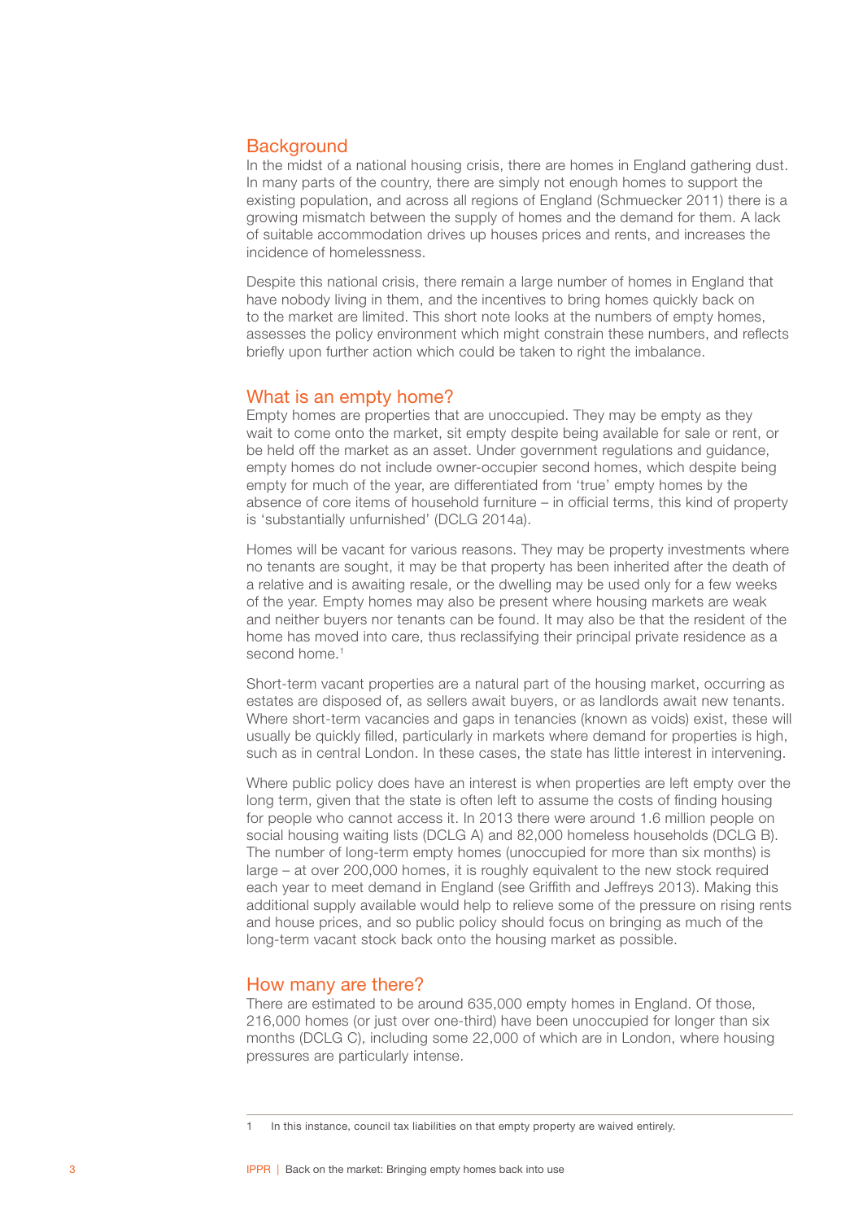## Background

In the midst of a national housing crisis, there are homes in England gathering dust. In many parts of the country, there are simply not enough homes to support the existing population, and across all regions of England (Schmuecker 2011) there is a growing mismatch between the supply of homes and the demand for them. A lack of suitable accommodation drives up houses prices and rents, and increases the incidence of homelessness.

Despite this national crisis, there remain a large number of homes in England that have nobody living in them, and the incentives to bring homes quickly back on to the market are limited. This short note looks at the numbers of empty homes, assesses the policy environment which might constrain these numbers, and reflects briefly upon further action which could be taken to right the imbalance.

## What is an empty home?

Empty homes are properties that are unoccupied. They may be empty as they wait to come onto the market, sit empty despite being available for sale or rent, or be held off the market as an asset. Under government regulations and guidance, empty homes do not include owner-occupier second homes, which despite being empty for much of the year, are differentiated from 'true' empty homes by the absence of core items of household furniture – in official terms, this kind of property is 'substantially unfurnished' (DCLG 2014a).

Homes will be vacant for various reasons. They may be property investments where no tenants are sought, it may be that property has been inherited after the death of a relative and is awaiting resale, or the dwelling may be used only for a few weeks of the year. Empty homes may also be present where housing markets are weak and neither buyers nor tenants can be found. It may also be that the resident of the home has moved into care, thus reclassifying their principal private residence as a second home.[1]

Short-term vacant properties are a natural part of the housing market, occurring as estates are disposed of, as sellers await buyers, or as landlords await new tenants. Where short-term vacancies and gaps in tenancies (known as voids) exist, these will usually be quickly filled, particularly in markets where demand for properties is high, such as in central London. In these cases, the state has little interest in intervening.

Where public policy does have an interest is when properties are left empty over the long term, given that the state is often left to assume the costs of finding housing for people who cannot access it. In 2013 there were around 1.6 million people on social housing waiting lists (DCLG A) and 82,000 homeless households (DCLG B). The number of long-term empty homes (unoccupied for more than six months) is large – at over 200,000 homes, it is roughly equivalent to the new stock required each year to meet demand in England (see Griffith and Jeffreys 2013). Making this additional supply available would help to relieve some of the pressure on rising rents and house prices, and so public policy should focus on bringing as much of the long-term vacant stock back onto the housing market as possible.

## How many are there?

There are estimated to be around 635,000 empty homes in England. Of those, 216,000 homes (or just over one-third) have been unoccupied for longer than six months (DCLG C), including some 22,000 of which are in London, where housing pressures are particularly intense.

---

1 In this instance, council tax liabilities on that empty property are waived entirely.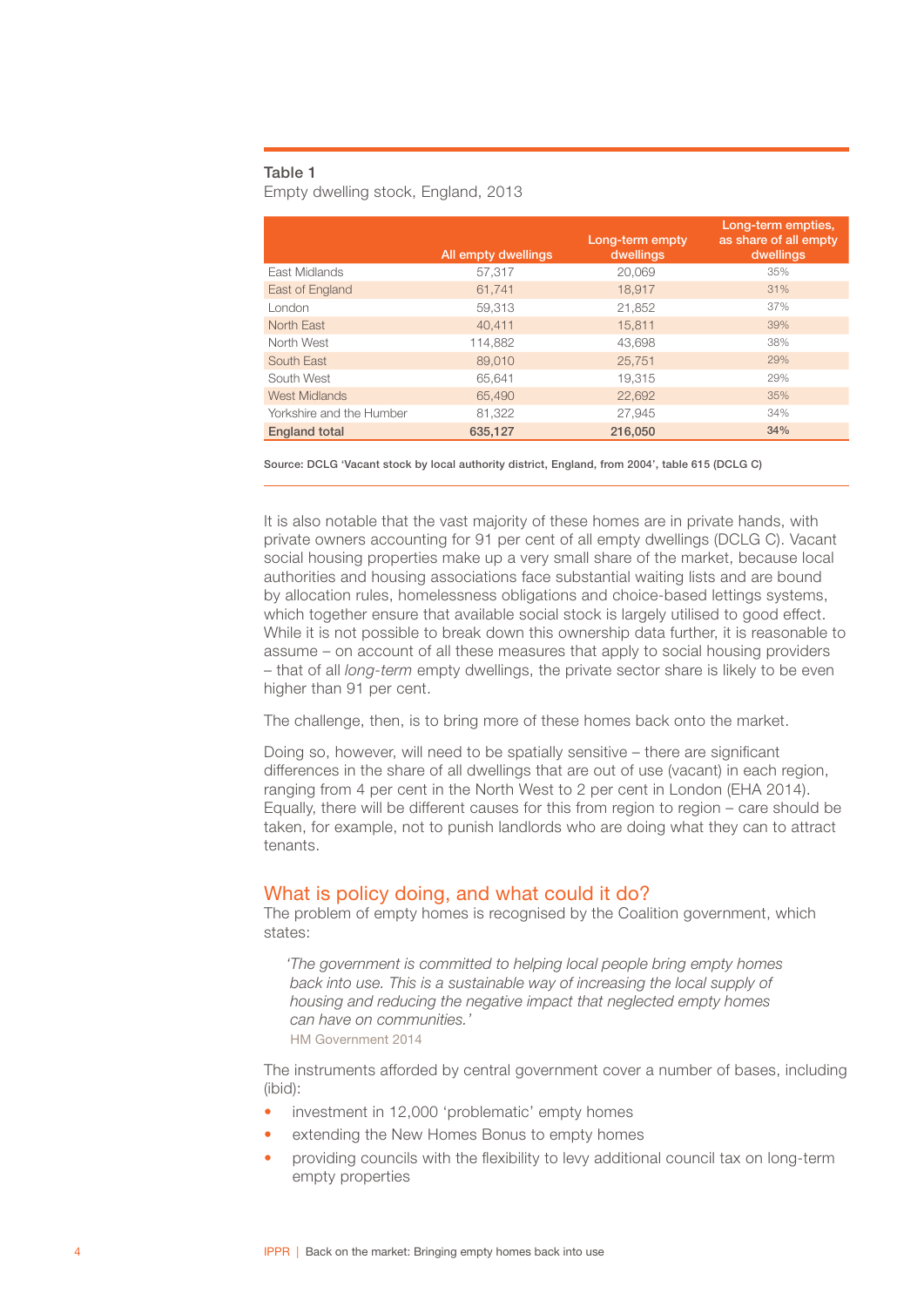**Table 1**
Empty dwelling stock, England, 2013

| | All empty dwellings | Long-term empty dwellings | Long-term empties, as share of all empty dwellings |
|---|---|---|---|
| East Midlands | 57,317 | 20,069 | 35% |
| East of England | 61,741 | 18,917 | 31% |
| London | 59,313 | 21,852 | 37% |
| North East | 40,411 | 15,811 | 39% |
| North West | 114,882 | 43,698 | 38% |
| South East | 89,010 | 25,751 | 29% |
| South West | 65,641 | 19,315 | 29% |
| West Midlands | 65,490 | 22,692 | 35% |
| Yorkshire and the Humber | 81,322 | 27,945 | 34% |
| **England total** | **635,127** | **216,050** | **34%** |

Source: DCLG 'Vacant stock by local authority district, England, from 2004', table 615 (DCLG C)

It is also notable that the vast majority of these homes are in private hands, with private owners accounting for 91 per cent of all empty dwellings (DCLG C). Vacant social housing properties make up a very small share of the market, because local authorities and housing associations face substantial waiting lists and are bound by allocation rules, homelessness obligations and choice-based lettings systems, which together ensure that available social stock is largely utilised to good effect. While it is not possible to break down this ownership data further, it is reasonable to assume – on account of all these measures that apply to social housing providers – that of all *long-term* empty dwellings, the private sector share is likely to be even higher than 91 per cent.

The challenge, then, is to bring more of these homes back onto the market.

Doing so, however, will need to be spatially sensitive – there are significant differences in the share of all dwellings that are out of use (vacant) in each region, ranging from 4 per cent in the North West to 2 per cent in London (EHA 2014). Equally, there will be different causes for this from region to region – care should be taken, for example, not to punish landlords who are doing what they can to attract tenants.

## What is policy doing, and what could it do?

The problem of empty homes is recognised by the Coalition government, which states:

> *'The government is committed to helping local people bring empty homes back into use. This is a sustainable way of increasing the local supply of housing and reducing the negative impact that neglected empty homes can have on communities.'*
> HM Government 2014

The instruments afforded by central government cover a number of bases, including (ibid):

- investment in 12,000 'problematic' empty homes
- extending the New Homes Bonus to empty homes
- providing councils with the flexibility to levy additional council tax on long-term empty properties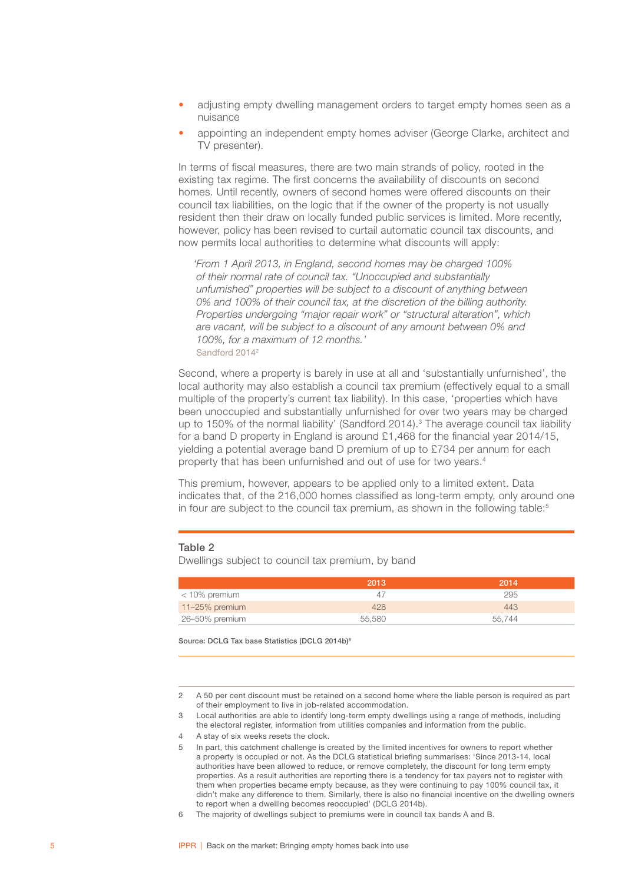- adjusting empty dwelling management orders to target empty homes seen as a nuisance
- appointing an independent empty homes adviser (George Clarke, architect and TV presenter).

In terms of fiscal measures, there are two main strands of policy, rooted in the existing tax regime. The first concerns the availability of discounts on second homes. Until recently, owners of second homes were offered discounts on their council tax liabilities, on the logic that if the owner of the property is not usually resident then their draw on locally funded public services is limited. More recently, however, policy has been revised to curtail automatic council tax discounts, and now permits local authorities to determine what discounts will apply:

> *'From 1 April 2013, in England, second homes may be charged 100% of their normal rate of council tax. "Unoccupied and substantially unfurnished" properties will be subject to a discount of anything between 0% and 100% of their council tax, at the discretion of the billing authority. Properties undergoing "major repair work" or "structural alteration", which are vacant, will be subject to a discount of any amount between 0% and 100%, for a maximum of 12 months.'*
>
> Sandford 2014[2]

Second, where a property is barely in use at all and 'substantially unfurnished', the local authority may also establish a council tax premium (effectively equal to a small multiple of the property's current tax liability). In this case, 'properties which have been unoccupied and substantially unfurnished for over two years may be charged up to 150% of the normal liability' (Sandford 2014).[3] The average council tax liability for a band D property in England is around £1,468 for the financial year 2014/15, yielding a potential average band D premium of up to £734 per annum for each property that has been unfurnished and out of use for two years.[4]

This premium, however, appears to be applied only to a limited extent. Data indicates that, of the 216,000 homes classified as long-term empty, only around one in four are subject to the council tax premium, as shown in the following table:[5]

**Table 2**
Dwellings subject to council tax premium, by band

| | 2013 | 2014 |
|---|---|---|
| < 10% premium | 47 | 295 |
| 11–25% premium | 428 | 443 |
| 26–50% premium | 55,580 | 55,744 |

**Source: DCLG Tax base Statistics (DCLG 2014b)[6]**

---

2 A 50 per cent discount must be retained on a second home where the liable person is required as part of their employment to live in job-related accommodation.

3 Local authorities are able to identify long-term empty dwellings using a range of methods, including the electoral register, information from utilities companies and information from the public.

4 A stay of six weeks resets the clock.

5 In part, this catchment challenge is created by the limited incentives for owners to report whether a property is occupied or not. As the DCLG statistical briefing summarises: 'Since 2013-14, local authorities have been allowed to reduce, or remove completely, the discount for long term empty properties. As a result authorities are reporting there is a tendency for tax payers not to register with them when properties became empty because, as they were continuing to pay 100% council tax, it didn't make any difference to them. Similarly, there is also no financial incentive on the dwelling owners to report when a dwelling becomes reoccupied' (DCLG 2014b).

6 The majority of dwellings subject to premiums were in council tax bands A and B.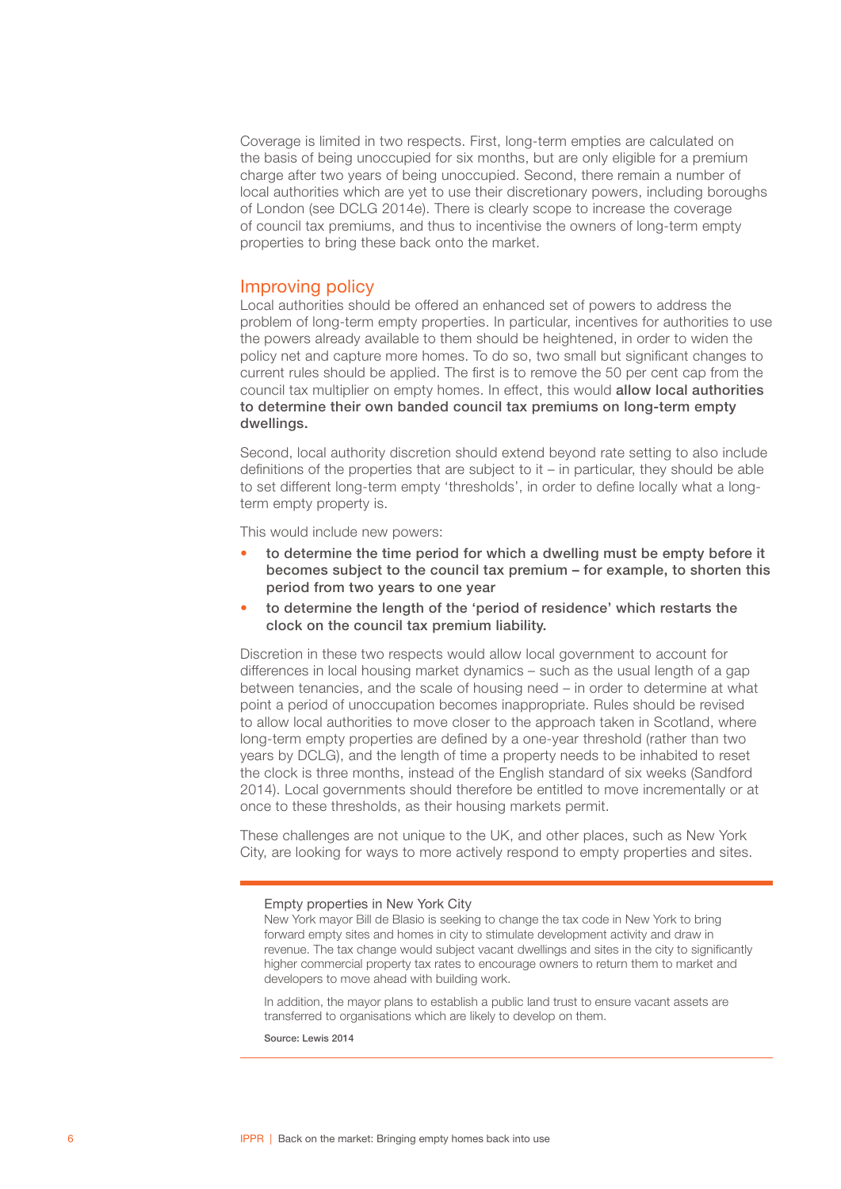Coverage is limited in two respects. First, long-term empties are calculated on the basis of being unoccupied for six months, but are only eligible for a premium charge after two years of being unoccupied. Second, there remain a number of local authorities which are yet to use their discretionary powers, including boroughs of London (see DCLG 2014e). There is clearly scope to increase the coverage of council tax premiums, and thus to incentivise the owners of long-term empty properties to bring these back onto the market.

## Improving policy

Local authorities should be offered an enhanced set of powers to address the problem of long-term empty properties. In particular, incentives for authorities to use the powers already available to them should be heightened, in order to widen the policy net and capture more homes. To do so, two small but significant changes to current rules should be applied. The first is to remove the 50 per cent cap from the council tax multiplier on empty homes. In effect, this would **allow local authorities to determine their own banded council tax premiums on long-term empty dwellings.**

Second, local authority discretion should extend beyond rate setting to also include definitions of the properties that are subject to it – in particular, they should be able to set different long-term empty 'thresholds', in order to define locally what a long-term empty property is.

This would include new powers:

- **to determine the time period for which a dwelling must be empty before it becomes subject to the council tax premium – for example, to shorten this period from two years to one year**
- **to determine the length of the 'period of residence' which restarts the clock on the council tax premium liability.**

Discretion in these two respects would allow local government to account for differences in local housing market dynamics – such as the usual length of a gap between tenancies, and the scale of housing need – in order to determine at what point a period of unoccupation becomes inappropriate. Rules should be revised to allow local authorities to move closer to the approach taken in Scotland, where long-term empty properties are defined by a one-year threshold (rather than two years by DCLG), and the length of time a property needs to be inhabited to reset the clock is three months, instead of the English standard of six weeks (Sandford 2014). Local governments should therefore be entitled to move incrementally or at once to these thresholds, as their housing markets permit.

These challenges are not unique to the UK, and other places, such as New York City, are looking for ways to more actively respond to empty properties and sites.

---

### Empty properties in New York City

New York mayor Bill de Blasio is seeking to change the tax code in New York to bring forward empty sites and homes in city to stimulate development activity and draw in revenue. The tax change would subject vacant dwellings and sites in the city to significantly higher commercial property tax rates to encourage owners to return them to market and developers to move ahead with building work.

In addition, the mayor plans to establish a public land trust to ensure vacant assets are transferred to organisations which are likely to develop on them.

Source: Lewis 2014

---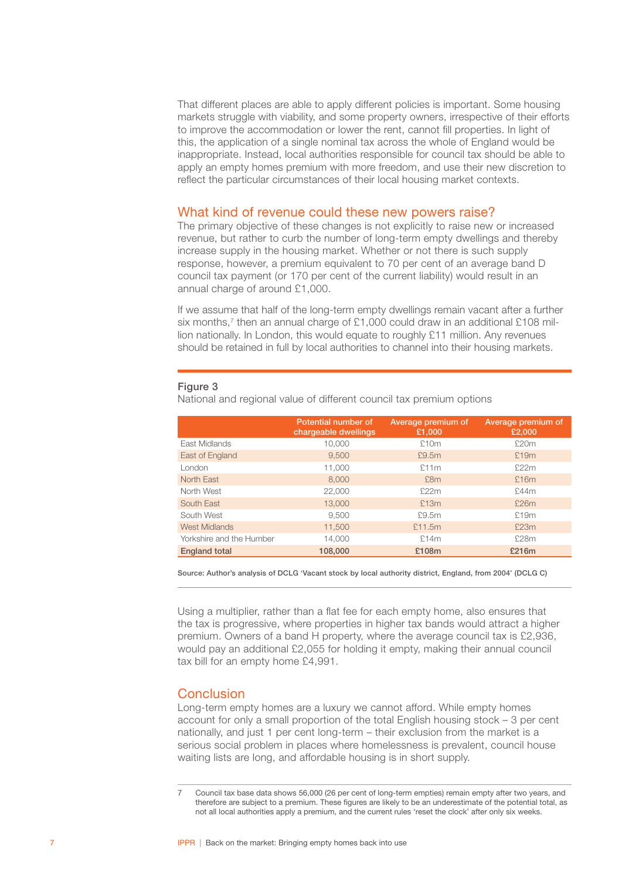That different places are able to apply different policies is important. Some housing markets struggle with viability, and some property owners, irrespective of their efforts to improve the accommodation or lower the rent, cannot fill properties. In light of this, the application of a single nominal tax across the whole of England would be inappropriate. Instead, local authorities responsible for council tax should be able to apply an empty homes premium with more freedom, and use their new discretion to reflect the particular circumstances of their local housing market contexts.

## What kind of revenue could these new powers raise?

The primary objective of these changes is not explicitly to raise new or increased revenue, but rather to curb the number of long-term empty dwellings and thereby increase supply in the housing market. Whether or not there is such supply response, however, a premium equivalent to 70 per cent of an average band D council tax payment (or 170 per cent of the current liability) would result in an annual charge of around £1,000.

If we assume that half of the long-term empty dwellings remain vacant after a further six months,[7] then an annual charge of £1,000 could draw in an additional £108 million nationally. In London, this would equate to roughly £11 million. Any revenues should be retained in full by local authorities to channel into their housing markets.

**Figure 3**

National and regional value of different council tax premium options

| | Potential number of chargeable dwellings | Average premium of £1,000 | Average premium of £2,000 |
|---|---|---|---|
| East Midlands | 10,000 | £10m | £20m |
| East of England | 9,500 | £9.5m | £19m |
| London | 11,000 | £11m | £22m |
| North East | 8,000 | £8m | £16m |
| North West | 22,000 | £22m | £44m |
| South East | 13,000 | £13m | £26m |
| South West | 9,500 | £9.5m | £19m |
| West Midlands | 11,500 | £11.5m | £23m |
| Yorkshire and the Humber | 14,000 | £14m | £28m |
| **England total** | **108,000** | **£108m** | **£216m** |

Source: Author's analysis of DCLG 'Vacant stock by local authority district, England, from 2004' (DCLG C)

Using a multiplier, rather than a flat fee for each empty home, also ensures that the tax is progressive, where properties in higher tax bands would attract a higher premium. Owners of a band H property, where the average council tax is £2,936, would pay an additional £2,055 for holding it empty, making their annual council tax bill for an empty home £4,991.

## Conclusion

Long-term empty homes are a luxury we cannot afford. While empty homes account for only a small proportion of the total English housing stock – 3 per cent nationally, and just 1 per cent long-term – their exclusion from the market is a serious social problem in places where homelessness is prevalent, council house waiting lists are long, and affordable housing is in short supply.

7 Council tax base data shows 56,000 (26 per cent of long-term empties) remain empty after two years, and therefore are subject to a premium. These figures are likely to be an underestimate of the potential total, as not all local authorities apply a premium, and the current rules 'reset the clock' after only six weeks.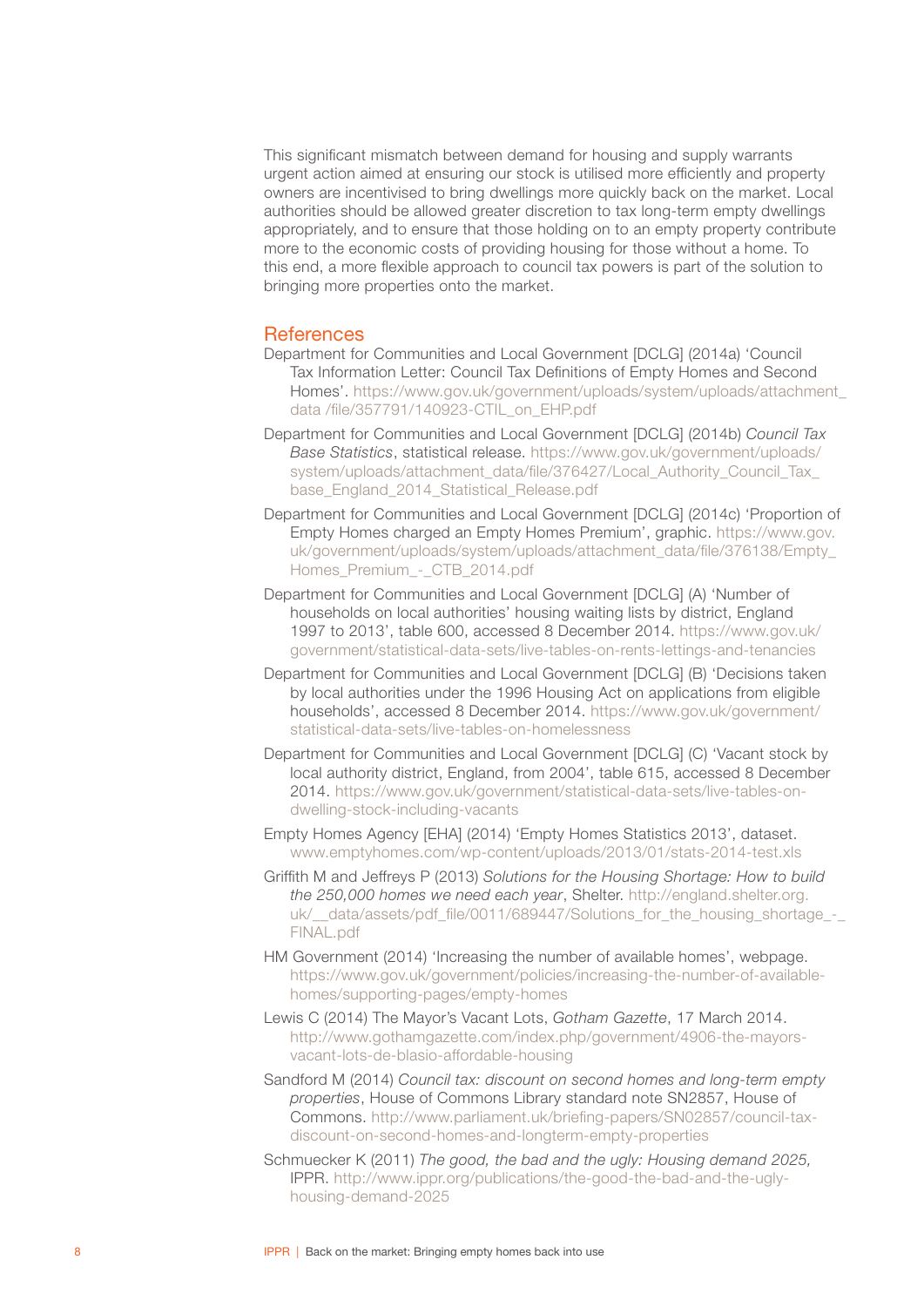This significant mismatch between demand for housing and supply warrants urgent action aimed at ensuring our stock is utilised more efficiently and property owners are incentivised to bring dwellings more quickly back on the market. Local authorities should be allowed greater discretion to tax long-term empty dwellings appropriately, and to ensure that those holding on to an empty property contribute more to the economic costs of providing housing for those without a home. To this end, a more flexible approach to council tax powers is part of the solution to bringing more properties onto the market.

## References

Department for Communities and Local Government [DCLG] (2014a) 'Council Tax Information Letter: Council Tax Definitions of Empty Homes and Second Homes'. https://www.gov.uk/government/uploads/system/uploads/attachment_data /file/357791/140923-CTIL_on_EHP.pdf

Department for Communities and Local Government [DCLG] (2014b) *Council Tax Base Statistics*, statistical release. https://www.gov.uk/government/uploads/system/uploads/attachment_data/file/376427/Local_Authority_Council_Tax_base_England_2014_Statistical_Release.pdf

Department for Communities and Local Government [DCLG] (2014c) 'Proportion of Empty Homes charged an Empty Homes Premium', graphic. https://www.gov.uk/government/uploads/system/uploads/attachment_data/file/376138/Empty_Homes_Premium_-_CTB_2014.pdf

Department for Communities and Local Government [DCLG] (A) 'Number of households on local authorities' housing waiting lists by district, England 1997 to 2013', table 600, accessed 8 December 2014. https://www.gov.uk/government/statistical-data-sets/live-tables-on-rents-lettings-and-tenancies

Department for Communities and Local Government [DCLG] (B) 'Decisions taken by local authorities under the 1996 Housing Act on applications from eligible households', accessed 8 December 2014. https://www.gov.uk/government/statistical-data-sets/live-tables-on-homelessness

Department for Communities and Local Government [DCLG] (C) 'Vacant stock by local authority district, England, from 2004', table 615, accessed 8 December 2014. https://www.gov.uk/government/statistical-data-sets/live-tables-on-dwelling-stock-including-vacants

Empty Homes Agency [EHA] (2014) 'Empty Homes Statistics 2013', dataset. www.emptyhomes.com/wp-content/uploads/2013/01/stats-2014-test.xls

Griffith M and Jeffreys P (2013) *Solutions for the Housing Shortage: How to build the 250,000 homes we need each year*, Shelter. http://england.shelter.org.uk/__data/assets/pdf_file/0011/689447/Solutions_for_the_housing_shortage_-_FINAL.pdf

HM Government (2014) 'Increasing the number of available homes', webpage. https://www.gov.uk/government/policies/increasing-the-number-of-available-homes/supporting-pages/empty-homes

Lewis C (2014) The Mayor's Vacant Lots, *Gotham Gazette*, 17 March 2014. http://www.gothamgazette.com/index.php/government/4906-the-mayors-vacant-lots-de-blasio-affordable-housing

Sandford M (2014) *Council tax: discount on second homes and long-term empty properties*, House of Commons Library standard note SN2857, House of Commons. http://www.parliament.uk/briefing-papers/SN02857/council-tax-discount-on-second-homes-and-longterm-empty-properties

Schmuecker K (2011) *The good, the bad and the ugly: Housing demand 2025,* IPPR. http://www.ippr.org/publications/the-good-the-bad-and-the-ugly-housing-demand-2025